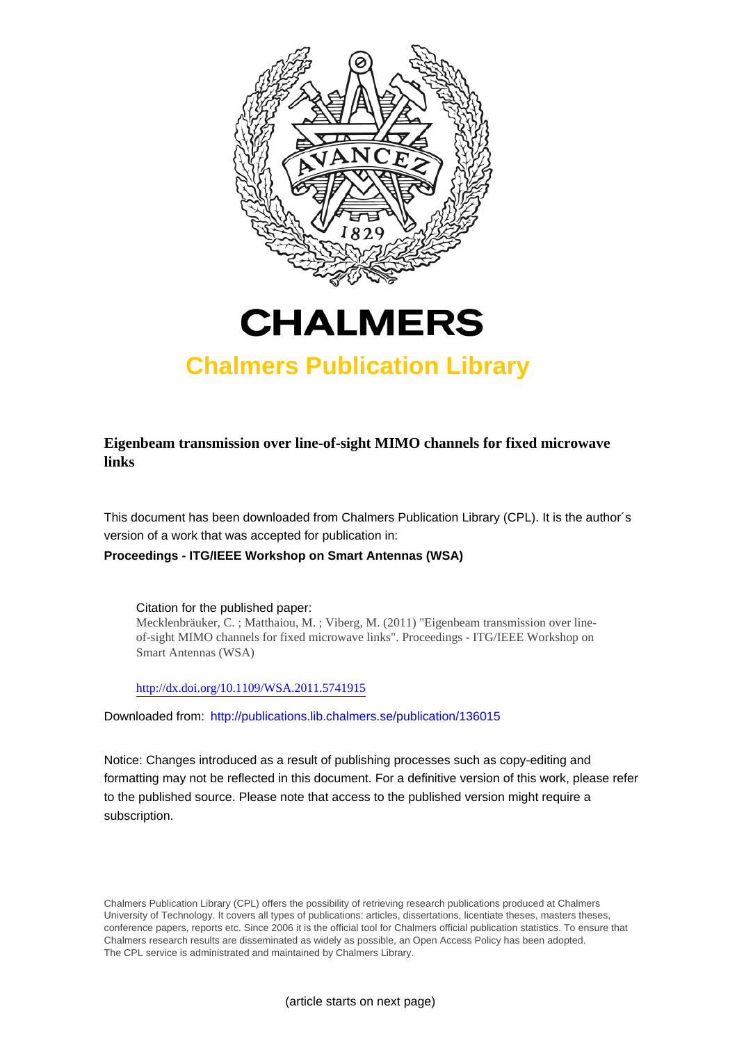# CHALMERS

## Chalmers Publication Library

**Eigenbeam transmission over line-of-sight MIMO channels for fixed microwave links**

This document has been downloaded from Chalmers Publication Library (CPL). It is the author´s version of a work that was accepted for publication in:

**Proceedings - ITG/IEEE Workshop on Smart Antennas (WSA)**

Citation for the published paper:
Mecklenbräuker, C. ; Matthaiou, M. ; Viberg, M. (2011) "Eigenbeam transmission over line-of-sight MIMO channels for fixed microwave links". Proceedings - ITG/IEEE Workshop on Smart Antennas (WSA)

http://dx.doi.org/10.1109/WSA.2011.5741915

Downloaded from: http://publications.lib.chalmers.se/publication/136015

Notice: Changes introduced as a result of publishing processes such as copy-editing and formatting may not be reflected in this document. For a definitive version of this work, please refer to the published source. Please note that access to the published version might require a subscription.

Chalmers Publication Library (CPL) offers the possibility of retrieving research publications produced at Chalmers University of Technology. It covers all types of publications: articles, dissertations, licentiate theses, masters theses, conference papers, reports etc. Since 2006 it is the official tool for Chalmers official publication statistics. To ensure that Chalmers research results are disseminated as widely as possible, an Open Access Policy has been adopted. The CPL service is administrated and maintained by Chalmers Library.

(article starts on next page)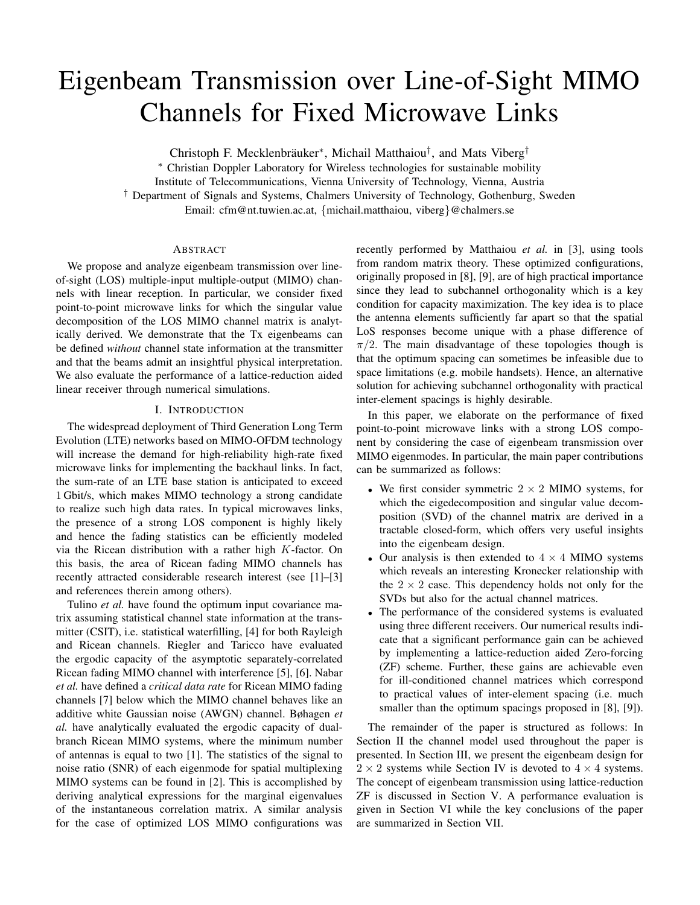# Eigenbeam Transmission over Line-of-Sight MIMO Channels for Fixed Microwave Links

Christoph F. Mecklenbräuker*, Michail Matthaiou†, and Mats Viberg†

* Christian Doppler Laboratory for Wireless technologies for sustainable mobility
Institute of Telecommunications, Vienna University of Technology, Vienna, Austria
† Department of Signals and Systems, Chalmers University of Technology, Gothenburg, Sweden
Email: cfm@nt.tuwien.ac.at, {michail.matthaiou, viberg}@chalmers.se

## Abstract

We propose and analyze eigenbeam transmission over line-of-sight (LOS) multiple-input multiple-output (MIMO) channels with linear reception. In particular, we consider fixed point-to-point microwave links for which the singular value decomposition of the LOS MIMO channel matrix is analytically derived. We demonstrate that the Tx eigenbeams can be defined *without* channel state information at the transmitter and that the beams admit an insightful physical interpretation. We also evaluate the performance of a lattice-reduction aided linear receiver through numerical simulations.

## I. Introduction

The widespread deployment of Third Generation Long Term Evolution (LTE) networks based on MIMO-OFDM technology will increase the demand for high-reliability high-rate fixed microwave links for implementing the backhaul links. In fact, the sum-rate of an LTE base station is anticipated to exceed 1 Gbit/s, which makes MIMO technology a strong candidate to realize such high data rates. In typical microwaves links, the presence of a strong LOS component is highly likely and hence the fading statistics can be efficiently modeled via the Ricean distribution with a rather high $K$-factor. On this basis, the area of Ricean fading MIMO channels has recently attracted considerable research interest (see [1]–[3] and references therein among others).

Tulino *et al.* have found the optimum input covariance matrix assuming statistical channel state information at the transmitter (CSIT), i.e. statistical waterfilling, [4] for both Rayleigh and Ricean channels. Riegler and Taricco have evaluated the ergodic capacity of the asymptotic separately-correlated Ricean fading MIMO channel with interference [5], [6]. Nabar *et al.* have defined a *critical data rate* for Ricean MIMO fading channels [7] below which the MIMO channel behaves like an additive white Gaussian noise (AWGN) channel. Bøhagen *et al.* have analytically evaluated the ergodic capacity of dual-branch Ricean MIMO systems, where the minimum number of antennas is equal to two [1]. The statistics of the signal to noise ratio (SNR) of each eigenmode for spatial multiplexing MIMO systems can be found in [2]. This is accomplished by deriving analytical expressions for the marginal eigenvalues of the instantaneous correlation matrix. A similar analysis for the case of optimized LOS MIMO configurations was recently performed by Matthaiou *et al.* in [3], using tools from random matrix theory. These optimized configurations, originally proposed in [8], [9], are of high practical importance since they lead to subchannel orthogonality which is a key condition for capacity maximization. The key idea is to place the antenna elements sufficiently far apart so that the spatial LoS responses become unique with a phase difference of $\pi/2$. The main disadvantage of these topologies though is that the optimum spacing can sometimes be infeasible due to space limitations (e.g. mobile handsets). Hence, an alternative solution for achieving subchannel orthogonality with practical inter-element spacings is highly desirable.

In this paper, we elaborate on the performance of fixed point-to-point microwave links with a strong LOS component by considering the case of eigenbeam transmission over MIMO eigenmodes. In particular, the main paper contributions can be summarized as follows:

- We first consider symmetric $2 \times 2$ MIMO systems, for which the eigedecomposition and singular value decomposition (SVD) of the channel matrix are derived in a tractable closed-form, which offers very useful insights into the eigenbeam design.
- Our analysis is then extended to $4 \times 4$ MIMO systems which reveals an interesting Kronecker relationship with the $2 \times 2$ case. This dependency holds not only for the SVDs but also for the actual channel matrices.
- The performance of the considered systems is evaluated using three different receivers. Our numerical results indicate that a significant performance gain can be achieved by implementing a lattice-reduction aided Zero-forcing (ZF) scheme. Further, these gains are achievable even for ill-conditioned channel matrices which correspond to practical values of inter-element spacing (i.e. much smaller than the optimum spacings proposed in [8], [9]).

The remainder of the paper is structured as follows: In Section II the channel model used throughout the paper is presented. In Section III, we present the eigenbeam design for $2 \times 2$ systems while Section IV is devoted to $4 \times 4$ systems. The concept of eigenbeam transmission using lattice-reduction ZF is discussed in Section V. A performance evaluation is given in Section VI while the key conclusions of the paper are summarized in Section VII.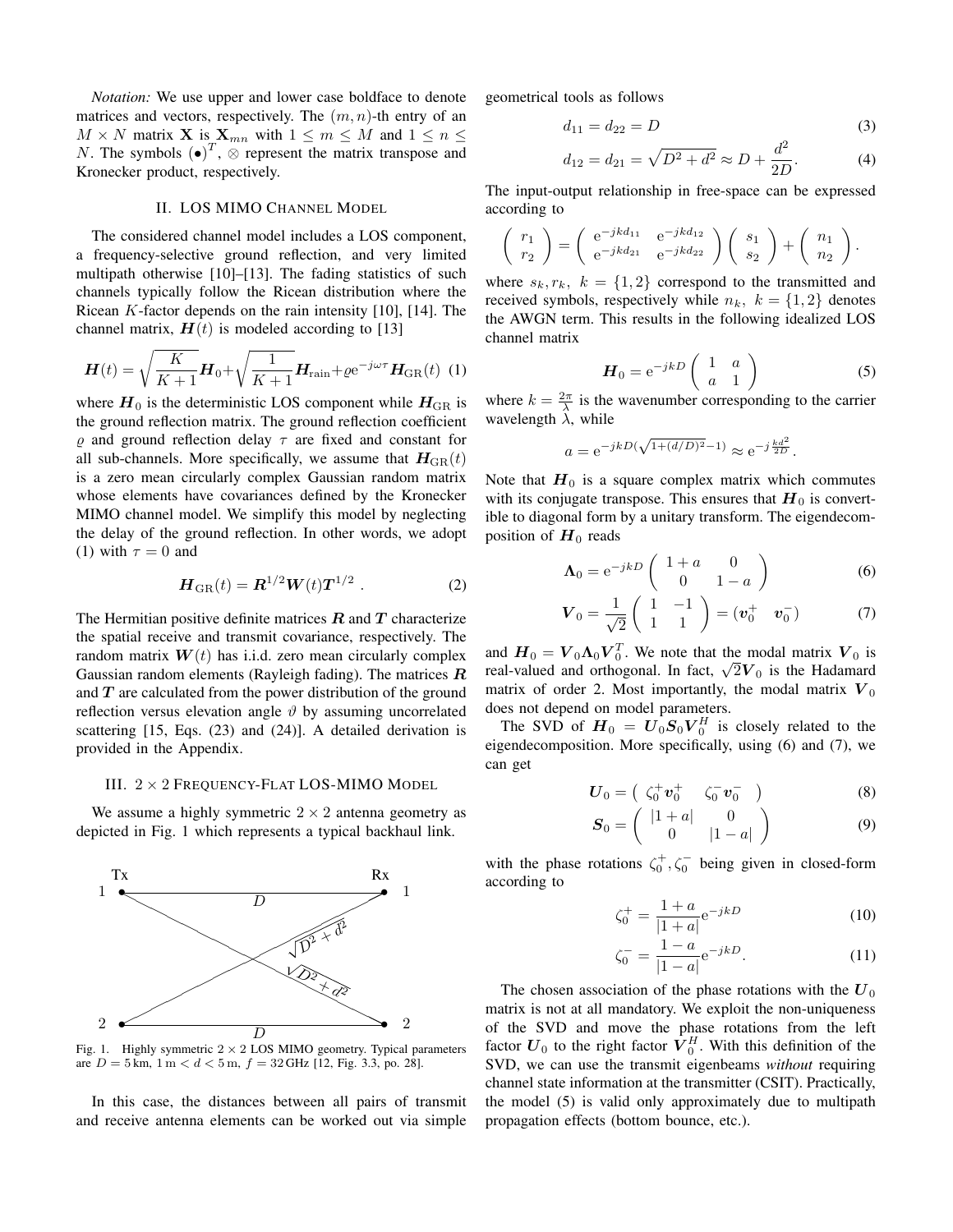*Notation:* We use upper and lower case boldface to denote matrices and vectors, respectively. The $(m, n)$-th entry of an $M \times N$ matrix $\mathbf{X}$ is $\mathbf{X}_{mn}$ with $1 \leq m \leq M$ and $1 \leq n \leq N$. The symbols $(\bullet)^T$, $\otimes$ represent the matrix transpose and Kronecker product, respectively.

## II. LOS MIMO Channel Model

The considered channel model includes a LOS component, a frequency-selective ground reflection, and very limited multipath otherwise [10]–[13]. The fading statistics of such channels typically follow the Ricean distribution where the Ricean $K$-factor depends on the rain intensity [10], [14]. The channel matrix, $\boldsymbol{H}(t)$ is modeled according to [13]

$$\boldsymbol{H}(t) = \sqrt{\frac{K}{K+1}}\boldsymbol{H}_0 + \sqrt{\frac{1}{K+1}}\boldsymbol{H}_{\text{rain}} + \varrho e^{-j\omega\tau}\boldsymbol{H}_{\text{GR}}(t) \quad (1)$$

where $\boldsymbol{H}_0$ is the deterministic LOS component while $\boldsymbol{H}_{\text{GR}}$ is the ground reflection matrix. The ground reflection coefficient $\varrho$ and ground reflection delay $\tau$ are fixed and constant for all sub-channels. More specifically, we assume that $\boldsymbol{H}_{\text{GR}}(t)$ is a zero mean circularly complex Gaussian random matrix whose elements have covariances defined by the Kronecker MIMO channel model. We simplify this model by neglecting the delay of the ground reflection. In other words, we adopt (1) with $\tau = 0$ and

$$\boldsymbol{H}_{\text{GR}}(t) = \boldsymbol{R}^{1/2}\boldsymbol{W}(t)\boldsymbol{T}^{1/2} \ . \quad (2)$$

The Hermitian positive definite matrices $\boldsymbol{R}$ and $\boldsymbol{T}$ characterize the spatial receive and transmit covariance, respectively. The random matrix $\boldsymbol{W}(t)$ has i.i.d. zero mean circularly complex Gaussian random elements (Rayleigh fading). The matrices $\boldsymbol{R}$ and $\boldsymbol{T}$ are calculated from the power distribution of the ground reflection versus elevation angle $\vartheta$ by assuming uncorrelated scattering [15, Eqs. (23) and (24)]. A detailed derivation is provided in the Appendix.

## III. $2 \times 2$ Frequency-Flat LOS-MIMO Model

We assume a highly symmetric $2 \times 2$ antenna geometry as depicted in Fig. 1 which represents a typical backhaul link.

Fig. 1. Highly symmetric $2 \times 2$ LOS MIMO geometry. Typical parameters are $D = 5\,\text{km}$, $1\,\text{m} < d < 5\,\text{m}$, $f = 32\,\text{GHz}$ [12, Fig. 3.3, po. 28].

In this case, the distances between all pairs of transmit and receive antenna elements can be worked out via simple geometrical tools as follows

$$d_{11} = d_{22} = D \quad (3)$$

$$d_{12} = d_{21} = \sqrt{D^2 + d^2} \approx D + \frac{d^2}{2D}. \quad (4)$$

The input-output relationship in free-space can be expressed according to

$$\begin{pmatrix} r_1 \\ r_2 \end{pmatrix} = \begin{pmatrix} e^{-jkd_{11}} & e^{-jkd_{12}} \\ e^{-jkd_{21}} & e^{-jkd_{22}} \end{pmatrix} \begin{pmatrix} s_1 \\ s_2 \end{pmatrix} + \begin{pmatrix} n_1 \\ n_2 \end{pmatrix}.$$

where $s_k, r_k,\ k = \{1, 2\}$ correspond to the transmitted and received symbols, respectively while $n_k,\ k = \{1, 2\}$ denotes the AWGN term. This results in the following idealized LOS channel matrix

$$\boldsymbol{H}_0 = e^{-jkD} \begin{pmatrix} 1 & a \\ a & 1 \end{pmatrix} \quad (5)$$

where $k = \frac{2\pi}{\lambda}$ is the wavenumber corresponding to the carrier wavelength $\lambda$, while

$$a = e^{-jkD(\sqrt{1+(d/D)^2}-1)} \approx e^{-j\frac{kd^2}{2D}}.$$

Note that $\boldsymbol{H}_0$ is a square complex matrix which commutes with its conjugate transpose. This ensures that $\boldsymbol{H}_0$ is convertible to diagonal form by a unitary transform. The eigendecomposition of $\boldsymbol{H}_0$ reads

$$\boldsymbol{\Lambda}_0 = e^{-jkD} \begin{pmatrix} 1+a & 0 \\ 0 & 1-a \end{pmatrix} \quad (6)$$

$$\boldsymbol{V}_0 = \frac{1}{\sqrt{2}} \begin{pmatrix} 1 & -1 \\ 1 & 1 \end{pmatrix} = \begin{pmatrix} \boldsymbol{v}_0^+ & \boldsymbol{v}_0^- \end{pmatrix} \quad (7)$$

and $\boldsymbol{H}_0 = \boldsymbol{V}_0\boldsymbol{\Lambda}_0\boldsymbol{V}_0^T$. We note that the modal matrix $\boldsymbol{V}_0$ is real-valued and orthogonal. In fact, $\sqrt{2}\boldsymbol{V}_0$ is the Hadamard matrix of order 2. Most importantly, the modal matrix $\boldsymbol{V}_0$ does not depend on model parameters.

The SVD of $\boldsymbol{H}_0 = \boldsymbol{U}_0\boldsymbol{S}_0\boldsymbol{V}_0^H$ is closely related to the eigendecomposition. More specifically, using (6) and (7), we can get

$$\boldsymbol{U}_0 = \begin{pmatrix} \zeta_0^+\boldsymbol{v}_0^+ & \zeta_0^-\boldsymbol{v}_0^- \end{pmatrix} \quad (8)$$

$$\boldsymbol{S}_0 = \begin{pmatrix} |1+a| & 0 \\ 0 & |1-a| \end{pmatrix} \quad (9)$$

with the phase rotations $\zeta_0^+, \zeta_0^-$ being given in closed-form according to

$$\zeta_0^+ = \frac{1+a}{|1+a|}e^{-jkD} \quad (10)$$

$$\zeta_0^- = \frac{1-a}{|1-a|}e^{-jkD}. \quad (11)$$

The chosen association of the phase rotations with the $\boldsymbol{U}_0$ matrix is not at all mandatory. We exploit the non-uniqueness of the SVD and move the phase rotations from the left factor $\boldsymbol{U}_0$ to the right factor $\boldsymbol{V}_0^H$. With this definition of the SVD, we can use the transmit eigenbeams *without* requiring channel state information at the transmitter (CSIT). Practically, the model (5) is valid only approximately due to multipath propagation effects (bottom bounce, etc.).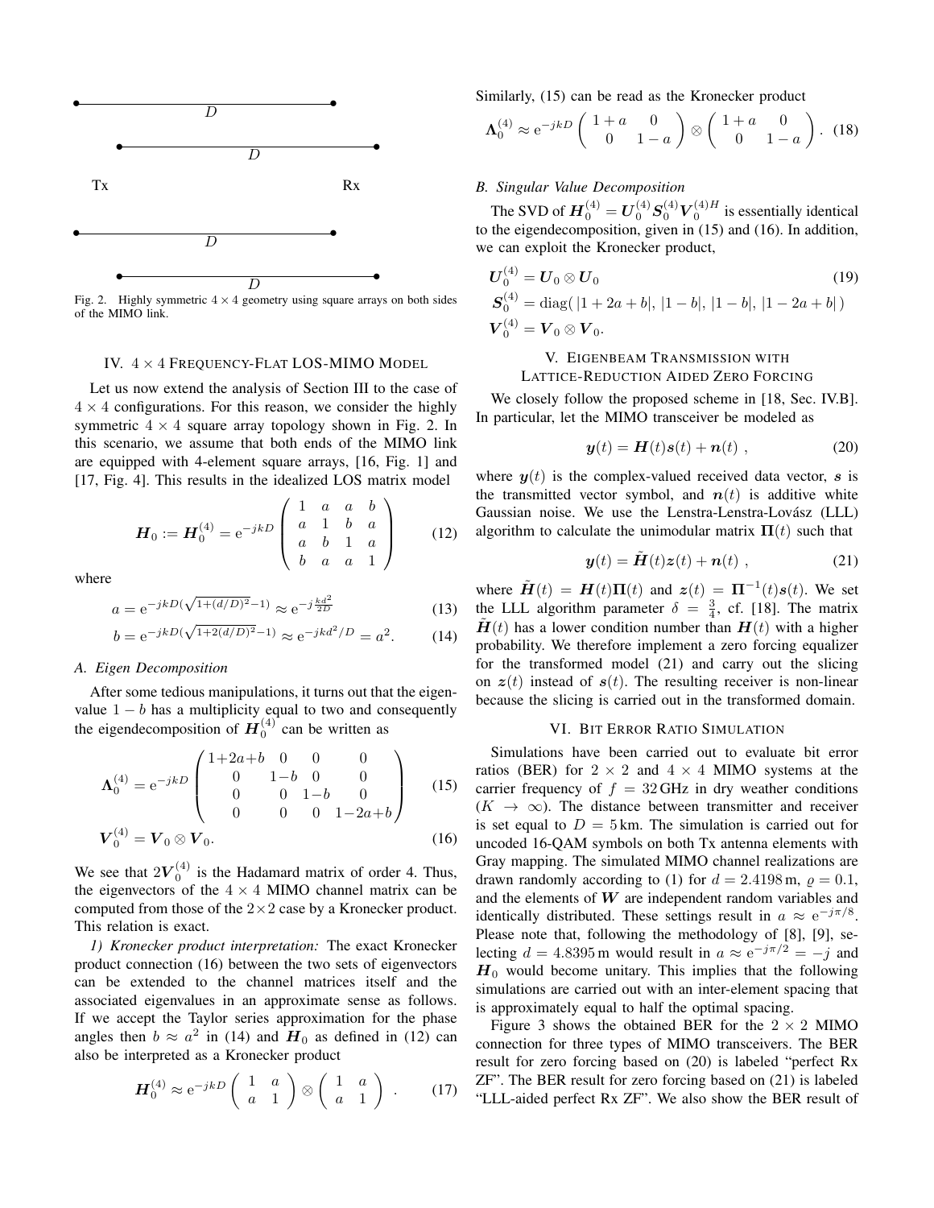Fig. 2. Highly symmetric $4 \times 4$ geometry using square arrays on both sides of the MIMO link.

## IV. $4 \times 4$ Frequency-Flat LOS-MIMO Model

Let us now extend the analysis of Section III to the case of $4 \times 4$ configurations. For this reason, we consider the highly symmetric $4 \times 4$ square array topology shown in Fig. 2. In this scenario, we assume that both ends of the MIMO link are equipped with 4-element square arrays, [16, Fig. 1] and [17, Fig. 4]. This results in the idealized LOS matrix model

$$\boldsymbol{H}_0 := \boldsymbol{H}_0^{(4)} = \mathrm{e}^{-jkD} \begin{pmatrix} 1 & a & a & b \\ a & 1 & b & a \\ a & b & 1 & a \\ b & a & a & 1 \end{pmatrix} \tag{12}$$

where

$$a = \mathrm{e}^{-jkD(\sqrt{1+(d/D)^2}-1)} \approx \mathrm{e}^{-j\frac{kd^2}{2D}} \tag{13}$$

$$b = \mathrm{e}^{-jkD(\sqrt{1+2(d/D)^2}-1)} \approx \mathrm{e}^{-jkd^2/D} = a^2. \tag{14}$$

### A. Eigen Decomposition

After some tedious manipulations, it turns out that the eigenvalue $1-b$ has a multiplicity equal to two and consequently the eigendecomposition of $\boldsymbol{H}_0^{(4)}$ can be written as

$$\boldsymbol{\Lambda}_0^{(4)} = \mathrm{e}^{-jkD} \begin{pmatrix} 1+2a+b & 0 & 0 & 0 \\ 0 & 1-b & 0 & 0 \\ 0 & 0 & 1-b & 0 \\ 0 & 0 & 0 & 1-2a+b \end{pmatrix} \tag{15}$$

$$\boldsymbol{V}_0^{(4)} = \boldsymbol{V}_0 \otimes \boldsymbol{V}_0. \tag{16}$$

We see that $2\boldsymbol{V}_0^{(4)}$ is the Hadamard matrix of order 4. Thus, the eigenvectors of the $4 \times 4$ MIMO channel matrix can be computed from those of the $2 \times 2$ case by a Kronecker product. This relation is exact.

*1) Kronecker product interpretation:* The exact Kronecker product connection (16) between the two sets of eigenvectors can be extended to the channel matrices itself and the associated eigenvalues in an approximate sense as follows. If we accept the Taylor series approximation for the phase angles then $b \approx a^2$ in (14) and $\boldsymbol{H}_0$ as defined in (12) can also be interpreted as a Kronecker product

$$\boldsymbol{H}_0^{(4)} \approx \mathrm{e}^{-jkD} \begin{pmatrix} 1 & a \\ a & 1 \end{pmatrix} \otimes \begin{pmatrix} 1 & a \\ a & 1 \end{pmatrix} . \tag{17}$$

Similarly, (15) can be read as the Kronecker product

$$\boldsymbol{\Lambda}_0^{(4)} \approx \mathrm{e}^{-jkD} \begin{pmatrix} 1+a & 0 \\ 0 & 1-a \end{pmatrix} \otimes \begin{pmatrix} 1+a & 0 \\ 0 & 1-a \end{pmatrix} . \tag{18}$$

### B. Singular Value Decomposition

The SVD of $\boldsymbol{H}_0^{(4)} = \boldsymbol{U}_0^{(4)} \boldsymbol{S}_0^{(4)} \boldsymbol{V}_0^{(4)H}$ is essentially identical to the eigendecomposition, given in (15) and (16). In addition, we can exploit the Kronecker product,

$$\begin{aligned} \boldsymbol{U}_0^{(4)} &= \boldsymbol{U}_0 \otimes \boldsymbol{U}_0 \\ \boldsymbol{S}_0^{(4)} &= \mathrm{diag}(\,|1+2a+b|,\,|1-b|,\,|1-b|,\,|1-2a+b|\,) \\ \boldsymbol{V}_0^{(4)} &= \boldsymbol{V}_0 \otimes \boldsymbol{V}_0. \end{aligned} \tag{19}$$

## V. Eigenbeam Transmission with Lattice-Reduction Aided Zero Forcing

We closely follow the proposed scheme in [18, Sec. IV.B]. In particular, let the MIMO transceiver be modeled as

$$\boldsymbol{y}(t) = \boldsymbol{H}(t)\boldsymbol{s}(t) + \boldsymbol{n}(t) \ , \tag{20}$$

where $\boldsymbol{y}(t)$ is the complex-valued received data vector, $\boldsymbol{s}$ is the transmitted vector symbol, and $\boldsymbol{n}(t)$ is additive white Gaussian noise. We use the Lenstra-Lenstra-Lovász (LLL) algorithm to calculate the unimodular matrix $\boldsymbol{\Pi}(t)$ such that

$$\boldsymbol{y}(t) = \tilde{\boldsymbol{H}}(t)\boldsymbol{z}(t) + \boldsymbol{n}(t) \ , \tag{21}$$

where $\tilde{\boldsymbol{H}}(t) = \boldsymbol{H}(t)\boldsymbol{\Pi}(t)$ and $\boldsymbol{z}(t) = \boldsymbol{\Pi}^{-1}(t)\boldsymbol{s}(t)$. We set the LLL algorithm parameter $\delta = \frac{3}{4}$, cf. [18]. The matrix $\tilde{\boldsymbol{H}}(t)$ has a lower condition number than $\boldsymbol{H}(t)$ with a higher probability. We therefore implement a zero forcing equalizer for the transformed model (21) and carry out the slicing on $\boldsymbol{z}(t)$ instead of $\boldsymbol{s}(t)$. The resulting receiver is non-linear because the slicing is carried out in the transformed domain.

## VI. Bit Error Ratio Simulation

Simulations have been carried out to evaluate bit error ratios (BER) for $2 \times 2$ and $4 \times 4$ MIMO systems at the carrier frequency of $f = 32\,\mathrm{GHz}$ in dry weather conditions ($K \to \infty$). The distance between transmitter and receiver is set equal to $D = 5\,\mathrm{km}$. The simulation is carried out for uncoded 16-QAM symbols on both Tx antenna elements with Gray mapping. The simulated MIMO channel realizations are drawn randomly according to (1) for $d = 2.4198\,\mathrm{m}$, $\varrho = 0.1$, and the elements of $\boldsymbol{W}$ are independent random variables and identically distributed. These settings result in $a \approx \mathrm{e}^{-j\pi/8}$. Please note that, following the methodology of [8], [9], selecting $d = 4.8395\,\mathrm{m}$ would result in $a \approx \mathrm{e}^{-j\pi/2} = -j$ and $\boldsymbol{H}_0$ would become unitary. This implies that the following simulations are carried out with an inter-element spacing that is approximately equal to half the optimal spacing.

Figure 3 shows the obtained BER for the $2 \times 2$ MIMO connection for three types of MIMO transceivers. The BER result for zero forcing based on (20) is labeled "perfect Rx ZF". The BER result for zero forcing based on (21) is labeled "LLL-aided perfect Rx ZF". We also show the BER result of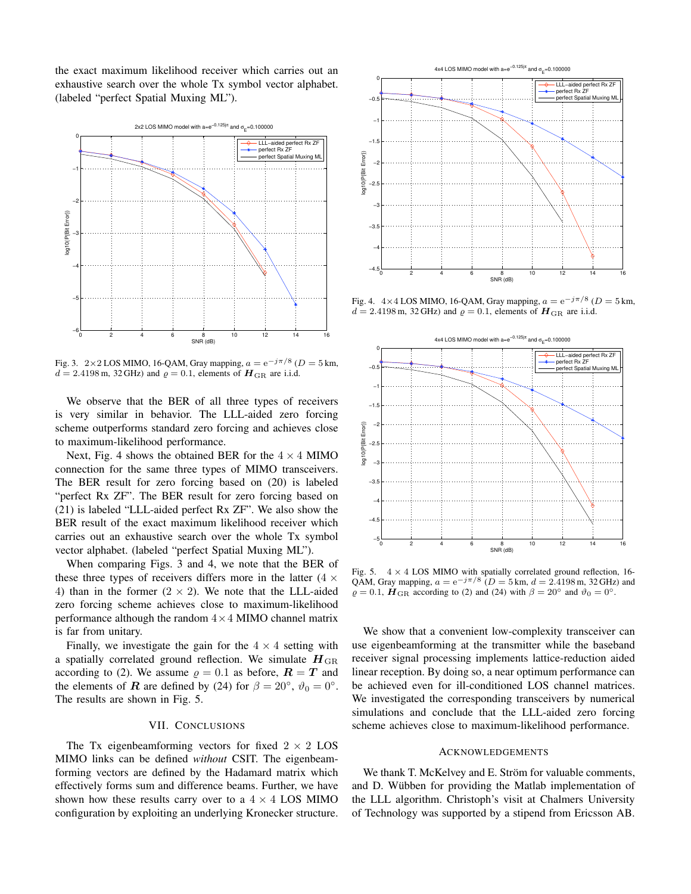the exact maximum likelihood receiver which carries out an exhaustive search over the whole Tx symbol vector alphabet. (labeled "perfect Spatial Muxing ML").

Fig. 3. $2\times2$ LOS MIMO, 16-QAM, Gray mapping, $a = \mathrm{e}^{-j\pi/8}$ ($D = 5\,$km, $d = 2.4198\,$m, 32 GHz) and $\varrho = 0.1$, elements of $\boldsymbol{H}_{\rm GR}$ are i.i.d.

We observe that the BER of all three types of receivers is very similar in behavior. The LLL-aided zero forcing scheme outperforms standard zero forcing and achieves close to maximum-likelihood performance.

Next, Fig. 4 shows the obtained BER for the $4 \times 4$ MIMO connection for the same three types of MIMO transceivers. The BER result for zero forcing based on (20) is labeled "perfect Rx ZF". The BER result for zero forcing based on (21) is labeled "LLL-aided perfect Rx ZF". We also show the BER result of the exact maximum likelihood receiver which carries out an exhaustive search over the whole Tx symbol vector alphabet. (labeled "perfect Spatial Muxing ML").

When comparing Figs. 3 and 4, we note that the BER of these three types of receivers differs more in the latter ($4 \times 4$) than in the former ($2 \times 2$). We note that the LLL-aided zero forcing scheme achieves close to maximum-likelihood performance although the random $4 \times 4$ MIMO channel matrix is far from unitary.

Finally, we investigate the gain for the $4 \times 4$ setting with a spatially correlated ground reflection. We simulate $\boldsymbol{H}_{\rm GR}$ according to (2). We assume $\varrho = 0.1$ as before, $\boldsymbol{R} = \boldsymbol{T}$ and the elements of $\boldsymbol{R}$ are defined by (24) for $\beta = 20^\circ$, $\vartheta_0 = 0^\circ$. The results are shown in Fig. 5.

## VII. Conclusions

The Tx eigenbeamforming vectors for fixed $2 \times 2$ LOS MIMO links can be defined *without* CSIT. The eigenbeamforming vectors are defined by the Hadamard matrix which effectively forms sum and difference beams. Further, we have shown how these results carry over to a $4 \times 4$ LOS MIMO configuration by exploiting an underlying Kronecker structure.

Fig. 4. $4\times4$ LOS MIMO, 16-QAM, Gray mapping, $a = \mathrm{e}^{-j\pi/8}$ ($D = 5\,$km, $d = 2.4198\,$m, 32 GHz) and $\varrho = 0.1$, elements of $\boldsymbol{H}_{\rm GR}$ are i.i.d.

Fig. 5. $4 \times 4$ LOS MIMO with spatially correlated ground reflection, 16-QAM, Gray mapping, $a = \mathrm{e}^{-j\pi/8}$ ($D = 5\,$km, $d = 2.4198\,$m, 32 GHz) and $\varrho = 0.1$, $\boldsymbol{H}_{\rm GR}$ according to (2) and (24) with $\beta = 20^\circ$ and $\vartheta_0 = 0^\circ$.

We show that a convenient low-complexity transceiver can use eigenbeamforming at the transmitter while the baseband receiver signal processing implements lattice-reduction aided linear reception. By doing so, a near optimum performance can be achieved even for ill-conditioned LOS channel matrices. We investigated the corresponding transceivers by numerical simulations and conclude that the LLL-aided zero forcing scheme achieves close to maximum-likelihood performance.

## Acknowledgements

We thank T. McKelvey and E. Ström for valuable comments, and D. Wübben for providing the Matlab implementation of the LLL algorithm. Christoph's visit at Chalmers University of Technology was supported by a stipend from Ericsson AB.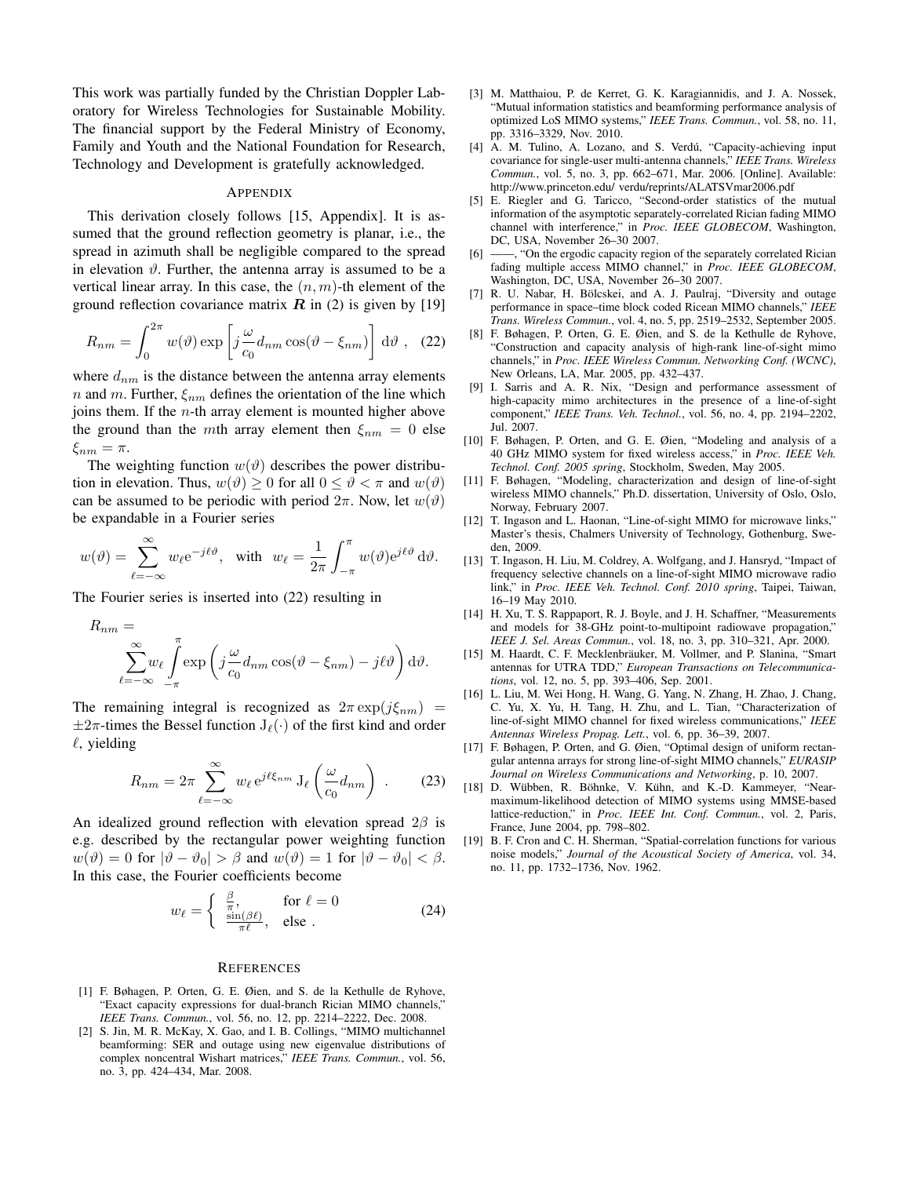This work was partially funded by the Christian Doppler Laboratory for Wireless Technologies for Sustainable Mobility. The financial support by the Federal Ministry of Economy, Family and Youth and the National Foundation for Research, Technology and Development is gratefully acknowledged.

## Appendix

This derivation closely follows [15, Appendix]. It is assumed that the ground reflection geometry is planar, i.e., the spread in azimuth shall be negligible compared to the spread in elevation $\vartheta$. Further, the antenna array is assumed to be a vertical linear array. In this case, the $(n, m)$-th element of the ground reflection covariance matrix $\boldsymbol{R}$ in (2) is given by [19]

$$R_{nm} = \int_0^{2\pi} w(\vartheta) \exp\left[ j \frac{\omega}{c_0} d_{nm} \cos(\vartheta - \xi_{nm}) \right] \mathrm{d}\vartheta \ , \quad (22)$$

where $d_{nm}$ is the distance between the antenna array elements $n$ and $m$. Further, $\xi_{nm}$ defines the orientation of the line which joins them. If the $n$-th array element is mounted higher above the ground than the $m$th array element then $\xi_{nm} = 0$ else $\xi_{nm} = \pi$.

The weighting function $w(\vartheta)$ describes the power distribution in elevation. Thus, $w(\vartheta) \geq 0$ for all $0 \leq \vartheta < \pi$ and $w(\vartheta)$ can be assumed to be periodic with period $2\pi$. Now, let $w(\vartheta)$ be expandable in a Fourier series

$$w(\vartheta) = \sum_{\ell=-\infty}^{\infty} w_\ell \mathrm{e}^{-j\ell\vartheta}, \quad \text{with} \quad w_\ell = \frac{1}{2\pi} \int_{-\pi}^{\pi} w(\vartheta) \mathrm{e}^{j\ell\vartheta} \, \mathrm{d}\vartheta.$$

The Fourier series is inserted into (22) resulting in

$$R_{nm} = \sum_{\ell=-\infty}^{\infty} w_\ell \int_{-\pi}^{\pi} \exp\left( j \frac{\omega}{c_0} d_{nm} \cos(\vartheta - \xi_{nm}) - j\ell\vartheta \right) \mathrm{d}\vartheta.$$

The remaining integral is recognized as $2\pi \exp(j\xi_{nm}) = \pm 2\pi$-times the Bessel function $\mathrm{J}_\ell(\cdot)$ of the first kind and order $\ell$, yielding

$$R_{nm} = 2\pi \sum_{\ell=-\infty}^{\infty} w_\ell \, \mathrm{e}^{j\ell\xi_{nm}} \, \mathrm{J}_\ell \left( \frac{\omega}{c_0} d_{nm} \right) \ . \quad (23)$$

An idealized ground reflection with elevation spread $2\beta$ is e.g. described by the rectangular power weighting function $w(\vartheta) = 0$ for $|\vartheta - \vartheta_0| > \beta$ and $w(\vartheta) = 1$ for $|\vartheta - \vartheta_0| < \beta$. In this case, the Fourier coefficients become

$$w_\ell = \begin{cases} \frac{\beta}{\pi}, & \text{for } \ell = 0 \\ \frac{\sin(\beta\ell)}{\pi\ell}, & \text{else} \ . \end{cases} \quad (24)$$

## References

[1] F. Bøhagen, P. Orten, G. E. Øien, and S. de la Kethulle de Ryhove, "Exact capacity expressions for dual-branch Rician MIMO channels," *IEEE Trans. Commun.*, vol. 56, no. 12, pp. 2214–2222, Dec. 2008.

[2] S. Jin, M. R. McKay, X. Gao, and I. B. Collings, "MIMO multichannel beamforming: SER and outage using new eigenvalue distributions of complex noncentral Wishart matrices," *IEEE Trans. Commun.*, vol. 56, no. 3, pp. 424–434, Mar. 2008.

[3] M. Matthaiou, P. de Kerret, G. K. Karagiannidis, and J. A. Nossek, "Mutual information statistics and beamforming performance analysis of optimized LoS MIMO systems," *IEEE Trans. Commun.*, vol. 58, no. 11, pp. 3316–3329, Nov. 2010.

[4] A. M. Tulino, A. Lozano, and S. Verdú, "Capacity-achieving input covariance for single-user multi-antenna channels," *IEEE Trans. Wireless Commun.*, vol. 5, no. 3, pp. 662–671, Mar. 2006. [Online]. Available: http://www.princeton.edu/ verdu/reprints/ALATSVmar2006.pdf

[5] E. Riegler and G. Taricco, "Second-order statistics of the mutual information of the asymptotic separately-correlated Rician fading MIMO channel with interference," in *Proc. IEEE GLOBECOM*, Washington, DC, USA, November 26–30 2007.

[6] ——, "On the ergodic capacity region of the separately correlated Rician fading multiple access MIMO channel," in *Proc. IEEE GLOBECOM*, Washington, DC, USA, November 26–30 2007.

[7] R. U. Nabar, H. Bölcskei, and A. J. Paulraj, "Diversity and outage performance in space–time block coded Ricean MIMO channels," *IEEE Trans. Wireless Commun.*, vol. 4, no. 5, pp. 2519–2532, September 2005.

[8] F. Bøhagen, P. Orten, G. E. Øien, and S. de la Kethulle de Ryhove, "Construction and capacity analysis of high-rank line-of-sight mimo channels," in *Proc. IEEE Wireless Commun. Networking Conf. (WCNC)*, New Orleans, LA, Mar. 2005, pp. 432–437.

[9] I. Sarris and A. R. Nix, "Design and performance assessment of high-capacity mimo architectures in the presence of a line-of-sight component," *IEEE Trans. Veh. Technol.*, vol. 56, no. 4, pp. 2194–2202, Jul. 2007.

[10] F. Bøhagen, P. Orten, and G. E. Øien, "Modeling and analysis of a 40 GHz MIMO system for fixed wireless access," in *Proc. IEEE Veh. Technol. Conf. 2005 spring*, Stockholm, Sweden, May 2005.

[11] F. Bøhagen, "Modeling, characterization and design of line-of-sight wireless MIMO channels," Ph.D. dissertation, University of Oslo, Oslo, Norway, February 2007.

[12] T. Ingason and L. Haonan, "Line-of-sight MIMO for microwave links," Master's thesis, Chalmers University of Technology, Gothenburg, Sweden, 2009.

[13] T. Ingason, H. Liu, M. Coldrey, A. Wolfgang, and J. Hansryd, "Impact of frequency selective channels on a line-of-sight MIMO microwave radio link," in *Proc. IEEE Veh. Technol. Conf. 2010 spring*, Taipei, Taiwan, 16–19 May 2010.

[14] H. Xu, T. S. Rappaport, R. J. Boyle, and J. H. Schaffner, "Measurements and models for 38-GHz point-to-multipoint radiowave propagation," *IEEE J. Sel. Areas Commun.*, vol. 18, no. 3, pp. 310–321, Apr. 2000.

[15] M. Haardt, C. F. Mecklenbräuker, M. Vollmer, and P. Slanina, "Smart antennas for UTRA TDD," *European Transactions on Telecommunications*, vol. 12, no. 5, pp. 393–406, Sep. 2001.

[16] L. Liu, M. Wei Hong, H. Wang, G. Yang, N. Zhang, H. Zhao, J. Chang, C. Yu, X. Yu, H. Tang, H. Zhu, and L. Tian, "Characterization of line-of-sight MIMO channel for fixed wireless communications," *IEEE Antennas Wireless Propag. Lett.*, vol. 6, pp. 36–39, 2007.

[17] F. Bøhagen, P. Orten, and G. Øien, "Optimal design of uniform rectangular antenna arrays for strong line-of-sight MIMO channels," *EURASIP Journal on Wireless Communications and Networking*, p. 10, 2007.

[18] D. Wübben, R. Böhnke, V. Kühn, and K.-D. Kammeyer, "Near-maximum-likelihood detection of MIMO systems using MMSE-based lattice-reduction," in *Proc. IEEE Int. Conf. Commun.*, vol. 2, Paris, France, June 2004, pp. 798–802.

[19] B. F. Cron and C. H. Sherman, "Spatial-correlation functions for various noise models," *Journal of the Acoustical Society of America*, vol. 34, no. 11, pp. 1732–1736, Nov. 1962.